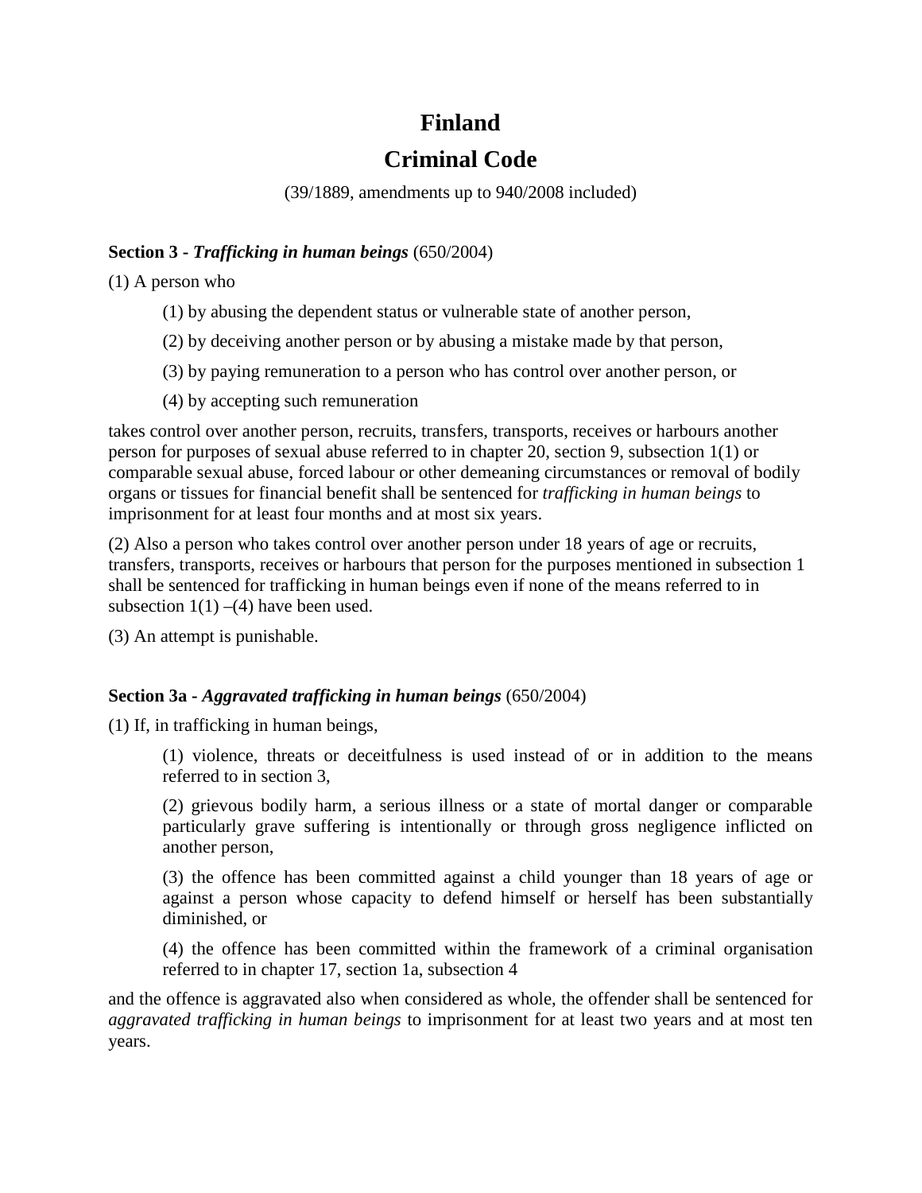# Finland

# Criminal Code

(39/1889, amendments up to 940/2008 included)

**Section 3 - *Trafficking in human beings*** (650/2004)

(1) A person who

> (1) by abusing the dependent status or vulnerable state of another person,
>
> (2) by deceiving another person or by abusing a mistake made by that person,
>
> (3) by paying remuneration to a person who has control over another person, or
>
> (4) by accepting such remuneration

takes control over another person, recruits, transfers, transports, receives or harbours another person for purposes of sexual abuse referred to in chapter 20, section 9, subsection 1(1) or comparable sexual abuse, forced labour or other demeaning circumstances or removal of bodily organs or tissues for financial benefit shall be sentenced for *trafficking in human beings* to imprisonment for at least four months and at most six years.

(2) Also a person who takes control over another person under 18 years of age or recruits, transfers, transports, receives or harbours that person for the purposes mentioned in subsection 1 shall be sentenced for trafficking in human beings even if none of the means referred to in subsection 1(1) –(4) have been used.

(3) An attempt is punishable.

**Section 3a - *Aggravated trafficking in human beings*** (650/2004)

(1) If, in trafficking in human beings,

> (1) violence, threats or deceitfulness is used instead of or in addition to the means referred to in section 3,
>
> (2) grievous bodily harm, a serious illness or a state of mortal danger or comparable particularly grave suffering is intentionally or through gross negligence inflicted on another person,
>
> (3) the offence has been committed against a child younger than 18 years of age or against a person whose capacity to defend himself or herself has been substantially diminished, or
>
> (4) the offence has been committed within the framework of a criminal organisation referred to in chapter 17, section 1a, subsection 4

and the offence is aggravated also when considered as whole, the offender shall be sentenced for *aggravated trafficking in human beings* to imprisonment for at least two years and at most ten years.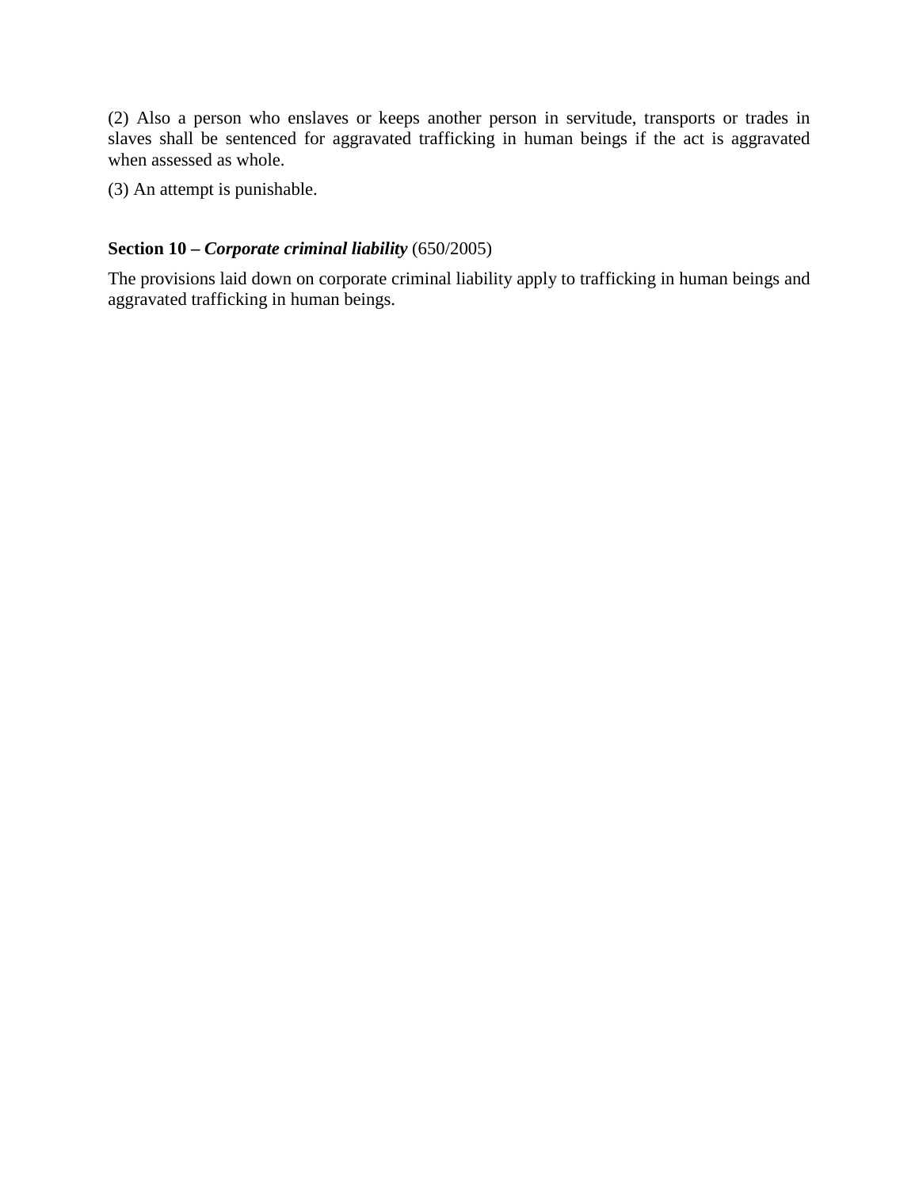(2) Also a person who enslaves or keeps another person in servitude, transports or trades in slaves shall be sentenced for aggravated trafficking in human beings if the act is aggravated when assessed as whole.

(3) An attempt is punishable.

**Section 10 – *Corporate criminal liability*** (650/2005)

The provisions laid down on corporate criminal liability apply to trafficking in human beings and aggravated trafficking in human beings.